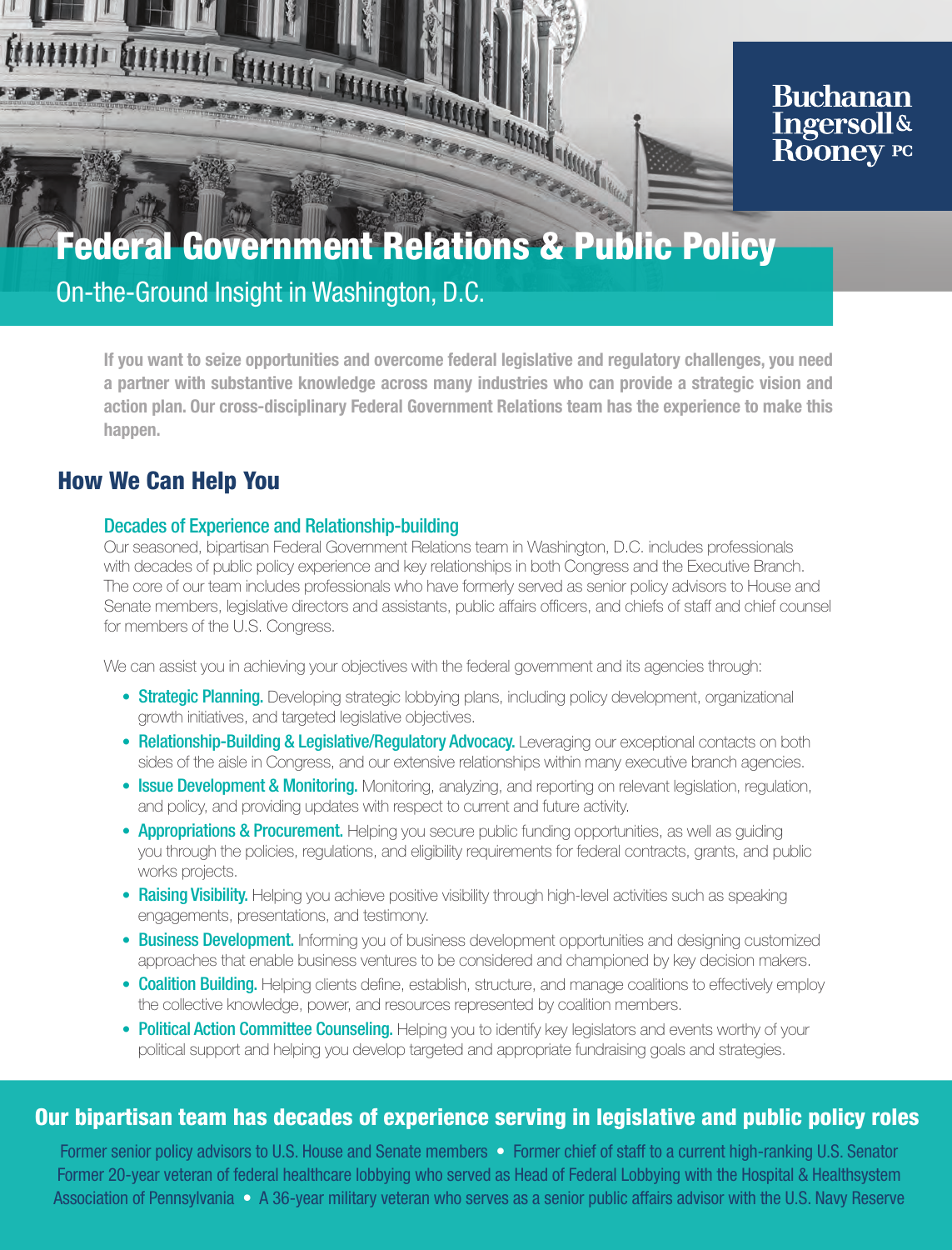Buchanan Ingersoll & Rooney PC

# Federal Government Relations & Public Policy

On-the-Ground Insight in Washington, D.C.

**If you want to seize opportunities and overcome federal legislative and regulatory challenges, you need a partner with substantive knowledge across many industries who can provide a strategic vision and action plan. Our cross-disciplinary Federal Government Relations team has the experience to make this happen.**

## How We Can Help You

### Decades of Experience and Relationship-building

Our seasoned, bipartisan Federal Government Relations team in Washington, D.C. includes professionals with decades of public policy experience and key relationships in both Congress and the Executive Branch. The core of our team includes professionals who have formerly served as senior policy advisors to House and Senate members, legislative directors and assistants, public affairs officers, and chiefs of staff and chief counsel for members of the U.S. Congress.

We can assist you in achieving your objectives with the federal government and its agencies through:

- **Strategic Planning.** Developing strategic lobbying plans, including policy development, organizational growth initiatives, and targeted legislative objectives.
- **Relationship-Building & Legislative/Regulatory Advocacy.** Leveraging our exceptional contacts on both sides of the aisle in Congress, and our extensive relationships within many executive branch agencies.
- **Issue Development & Monitoring.** Monitoring, analyzing, and reporting on relevant legislation, regulation, and policy, and providing updates with respect to current and future activity.
- **Appropriations & Procurement.** Helping you secure public funding opportunities, as well as guiding you through the policies, regulations, and eligibility requirements for federal contracts, grants, and public works projects.
- **Raising Visibility.** Helping you achieve positive visibility through high-level activities such as speaking engagements, presentations, and testimony.
- **Business Development.** Informing you of business development opportunities and designing customized approaches that enable business ventures to be considered and championed by key decision makers.
- **Coalition Building.** Helping clients define, establish, structure, and manage coalitions to effectively employ the collective knowledge, power, and resources represented by coalition members.
- **Political Action Committee Counseling.** Helping you to identify key legislators and events worthy of your political support and helping you develop targeted and appropriate fundraising goals and strategies.

## Our bipartisan team has decades of experience serving in legislative and public policy roles

Former senior policy advisors to U.S. House and Senate members • Former chief of staff to a current high-ranking U.S. Senator
Former 20-year veteran of federal healthcare lobbying who served as Head of Federal Lobbying with the Hospital & Healthsystem Association of Pennsylvania • A 36-year military veteran who serves as a senior public affairs advisor with the U.S. Navy Reserve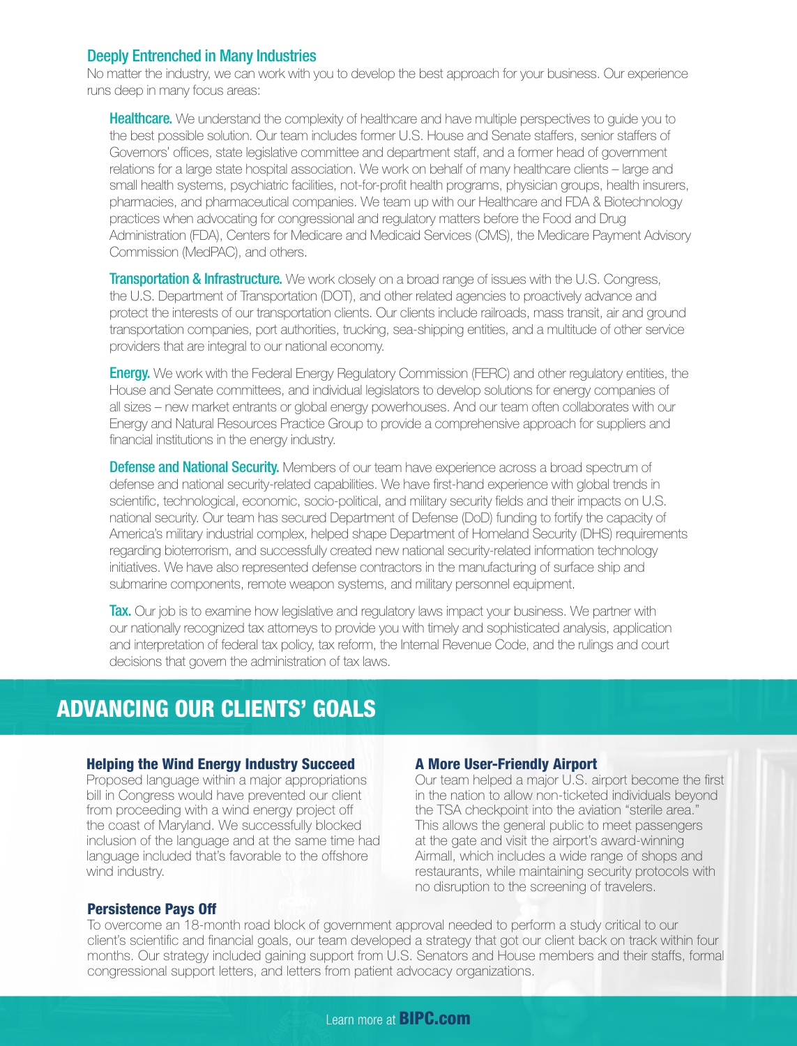## Deeply Entrenched in Many Industries

No matter the industry, we can work with you to develop the best approach for your business. Our experience runs deep in many focus areas:

**Healthcare.** We understand the complexity of healthcare and have multiple perspectives to guide you to the best possible solution. Our team includes former U.S. House and Senate staffers, senior staffers of Governors' offices, state legislative committee and department staff, and a former head of government relations for a large state hospital association. We work on behalf of many healthcare clients – large and small health systems, psychiatric facilities, not-for-profit health programs, physician groups, health insurers, pharmacies, and pharmaceutical companies. We team up with our Healthcare and FDA & Biotechnology practices when advocating for congressional and regulatory matters before the Food and Drug Administration (FDA), Centers for Medicare and Medicaid Services (CMS), the Medicare Payment Advisory Commission (MedPAC), and others.

**Transportation & Infrastructure.** We work closely on a broad range of issues with the U.S. Congress, the U.S. Department of Transportation (DOT), and other related agencies to proactively advance and protect the interests of our transportation clients. Our clients include railroads, mass transit, air and ground transportation companies, port authorities, trucking, sea-shipping entities, and a multitude of other service providers that are integral to our national economy.

**Energy.** We work with the Federal Energy Regulatory Commission (FERC) and other regulatory entities, the House and Senate committees, and individual legislators to develop solutions for energy companies of all sizes – new market entrants or global energy powerhouses. And our team often collaborates with our Energy and Natural Resources Practice Group to provide a comprehensive approach for suppliers and financial institutions in the energy industry.

**Defense and National Security.** Members of our team have experience across a broad spectrum of defense and national security-related capabilities. We have first-hand experience with global trends in scientific, technological, economic, socio-political, and military security fields and their impacts on U.S. national security. Our team has secured Department of Defense (DoD) funding to fortify the capacity of America's military industrial complex, helped shape Department of Homeland Security (DHS) requirements regarding bioterrorism, and successfully created new national security-related information technology initiatives. We have also represented defense contractors in the manufacturing of surface ship and submarine components, remote weapon systems, and military personnel equipment.

**Tax.** Our job is to examine how legislative and regulatory laws impact your business. We partner with our nationally recognized tax attorneys to provide you with timely and sophisticated analysis, application and interpretation of federal tax policy, tax reform, the Internal Revenue Code, and the rulings and court decisions that govern the administration of tax laws.

# ADVANCING OUR CLIENTS' GOALS

### Helping the Wind Energy Industry Succeed

Proposed language within a major appropriations bill in Congress would have prevented our client from proceeding with a wind energy project off the coast of Maryland. We successfully blocked inclusion of the language and at the same time had language included that's favorable to the offshore wind industry.

### A More User-Friendly Airport

Our team helped a major U.S. airport become the first in the nation to allow non-ticketed individuals beyond the TSA checkpoint into the aviation "sterile area." This allows the general public to meet passengers at the gate and visit the airport's award-winning Airmall, which includes a wide range of shops and restaurants, while maintaining security protocols with no disruption to the screening of travelers.

### Persistence Pays Off

To overcome an 18-month road block of government approval needed to perform a study critical to our client's scientific and financial goals, our team developed a strategy that got our client back on track within four months. Our strategy included gaining support from U.S. Senators and House members and their staffs, formal congressional support letters, and letters from patient advocacy organizations.

Learn more at **BIPC.com**